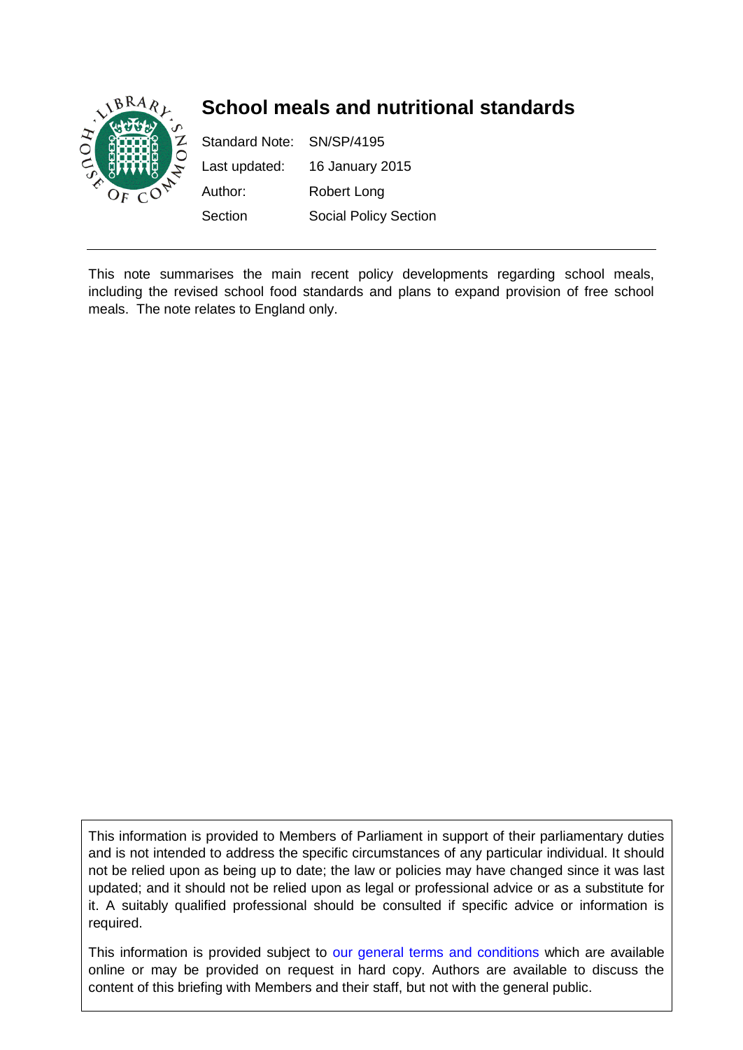# School meals and nutritional standards

| | |
|---|---|
| Standard Note: | SN/SP/4195 |
| Last updated: | 16 January 2015 |
| Author: | Robert Long |
| Section | Social Policy Section |

This note summarises the main recent policy developments regarding school meals, including the revised school food standards and plans to expand provision of free school meals. The note relates to England only.

This information is provided to Members of Parliament in support of their parliamentary duties and is not intended to address the specific circumstances of any particular individual. It should not be relied upon as being up to date; the law or policies may have changed since it was last updated; and it should not be relied upon as legal or professional advice or as a substitute for it. A suitably qualified professional should be consulted if specific advice or information is required.

This information is provided subject to our general terms and conditions which are available online or may be provided on request in hard copy. Authors are available to discuss the content of this briefing with Members and their staff, but not with the general public.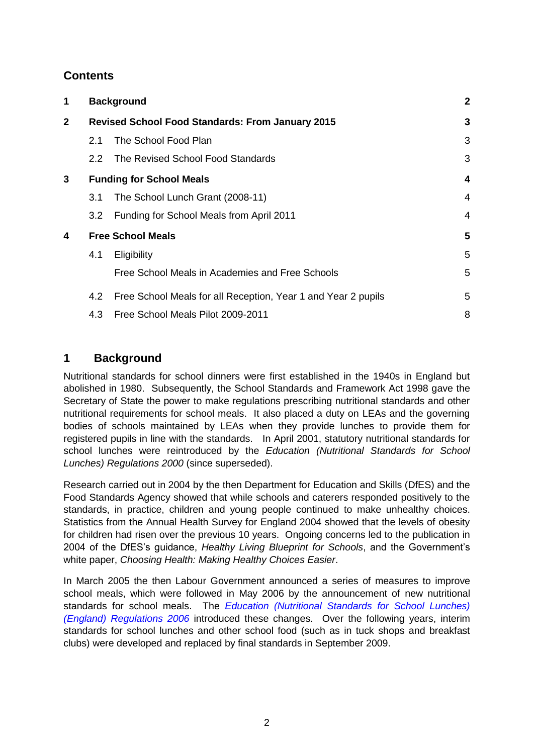## Contents

| | | | |
|---|---|---|---|
| **1** | **Background** | | **2** |
| **2** | **Revised School Food Standards: From January 2015** | | **3** |
| | 2.1 | The School Food Plan | 3 |
| | 2.2 | The Revised School Food Standards | 3 |
| **3** | **Funding for School Meals** | | **4** |
| | 3.1 | The School Lunch Grant (2008-11) | 4 |
| | 3.2 | Funding for School Meals from April 2011 | 4 |
| **4** | **Free School Meals** | | **5** |
| | 4.1 | Eligibility | 5 |
| | | Free School Meals in Academies and Free Schools | 5 |
| | 4.2 | Free School Meals for all Reception, Year 1 and Year 2 pupils | 5 |
| | 4.3 | Free School Meals Pilot 2009-2011 | 8 |

## 1 Background

Nutritional standards for school dinners were first established in the 1940s in England but abolished in 1980. Subsequently, the School Standards and Framework Act 1998 gave the Secretary of State the power to make regulations prescribing nutritional standards and other nutritional requirements for school meals. It also placed a duty on LEAs and the governing bodies of schools maintained by LEAs when they provide lunches to provide them for registered pupils in line with the standards. In April 2001, statutory nutritional standards for school lunches were reintroduced by the *Education (Nutritional Standards for School Lunches) Regulations 2000* (since superseded).

Research carried out in 2004 by the then Department for Education and Skills (DfES) and the Food Standards Agency showed that while schools and caterers responded positively to the standards, in practice, children and young people continued to make unhealthy choices. Statistics from the Annual Health Survey for England 2004 showed that the levels of obesity for children had risen over the previous 10 years. Ongoing concerns led to the publication in 2004 of the DfES's guidance, *Healthy Living Blueprint for Schools*, and the Government's white paper, *Choosing Health: Making Healthy Choices Easier*.

In March 2005 the then Labour Government announced a series of measures to improve school meals, which were followed in May 2006 by the announcement of new nutritional standards for school meals. The *Education (Nutritional Standards for School Lunches) (England) Regulations 2006* introduced these changes. Over the following years, interim standards for school lunches and other school food (such as in tuck shops and breakfast clubs) were developed and replaced by final standards in September 2009.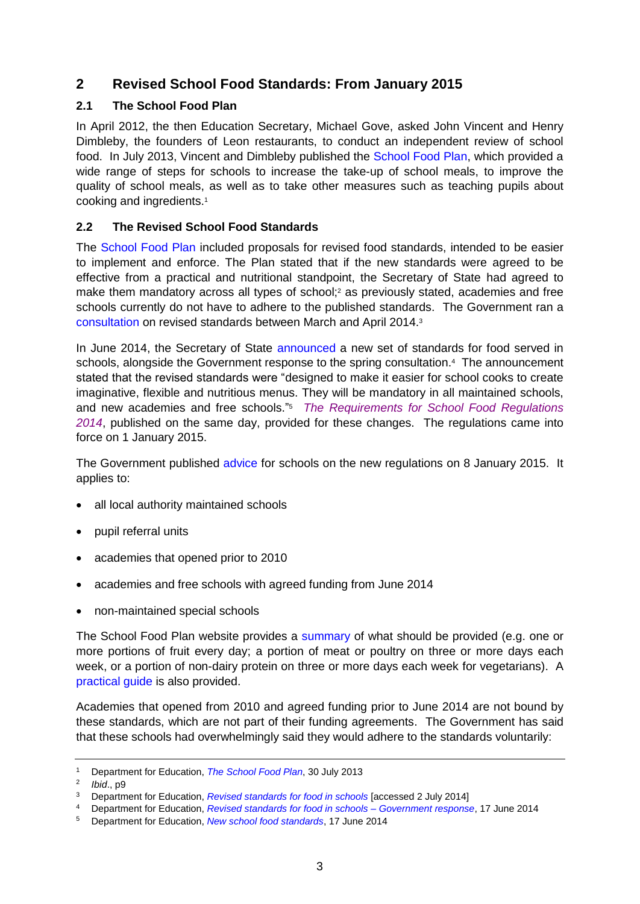## 2 Revised School Food Standards: From January 2015

### 2.1 The School Food Plan

In April 2012, the then Education Secretary, Michael Gove, asked John Vincent and Henry Dimbleby, the founders of Leon restaurants, to conduct an independent review of school food. In July 2013, Vincent and Dimbleby published the School Food Plan, which provided a wide range of steps for schools to increase the take-up of school meals, to improve the quality of school meals, as well as to take other measures such as teaching pupils about cooking and ingredients.[1]

### 2.2 The Revised School Food Standards

The School Food Plan included proposals for revised food standards, intended to be easier to implement and enforce. The Plan stated that if the new standards were agreed to be effective from a practical and nutritional standpoint, the Secretary of State had agreed to make them mandatory across all types of school;[2] as previously stated, academies and free schools currently do not have to adhere to the published standards. The Government ran a consultation on revised standards between March and April 2014.[3]

In June 2014, the Secretary of State announced a new set of standards for food served in schools, alongside the Government response to the spring consultation.[4] The announcement stated that the revised standards were "designed to make it easier for school cooks to create imaginative, flexible and nutritious menus. They will be mandatory in all maintained schools, and new academies and free schools."[5] *The Requirements for School Food Regulations 2014*, published on the same day, provided for these changes. The regulations came into force on 1 January 2015.

The Government published advice for schools on the new regulations on 8 January 2015. It applies to:

- all local authority maintained schools
- pupil referral units
- academies that opened prior to 2010
- academies and free schools with agreed funding from June 2014
- non-maintained special schools

The School Food Plan website provides a summary of what should be provided (e.g. one or more portions of fruit every day; a portion of meat or poultry on three or more days each week, or a portion of non-dairy protein on three or more days each week for vegetarians). A practical guide is also provided.

Academies that opened from 2010 and agreed funding prior to June 2014 are not bound by these standards, which are not part of their funding agreements. The Government has said that these schools had overwhelmingly said they would adhere to the standards voluntarily:

---

1. Department for Education, *The School Food Plan*, 30 July 2013
2. *Ibid*., p9
3. Department for Education, *Revised standards for food in schools* [accessed 2 July 2014]
4. Department for Education, *Revised standards for food in schools – Government response*, 17 June 2014
5. Department for Education, *New school food standards*, 17 June 2014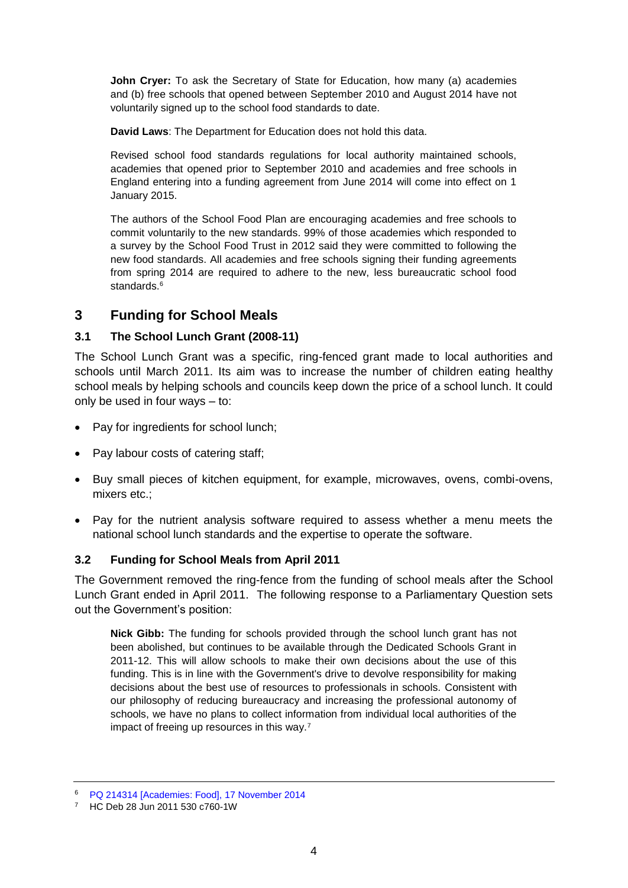**John Cryer:** To ask the Secretary of State for Education, how many (a) academies and (b) free schools that opened between September 2010 and August 2014 have not voluntarily signed up to the school food standards to date.

**David Laws**: The Department for Education does not hold this data.

Revised school food standards regulations for local authority maintained schools, academies that opened prior to September 2010 and academies and free schools in England entering into a funding agreement from June 2014 will come into effect on 1 January 2015.

The authors of the School Food Plan are encouraging academies and free schools to commit voluntarily to the new standards. 99% of those academies which responded to a survey by the School Food Trust in 2012 said they were committed to following the new food standards. All academies and free schools signing their funding agreements from spring 2014 are required to adhere to the new, less bureaucratic school food standards.[6]

## 3 Funding for School Meals

### 3.1 The School Lunch Grant (2008-11)

The School Lunch Grant was a specific, ring-fenced grant made to local authorities and schools until March 2011. Its aim was to increase the number of children eating healthy school meals by helping schools and councils keep down the price of a school lunch. It could only be used in four ways – to:

- Pay for ingredients for school lunch;
- Pay labour costs of catering staff;
- Buy small pieces of kitchen equipment, for example, microwaves, ovens, combi-ovens, mixers etc.;
- Pay for the nutrient analysis software required to assess whether a menu meets the national school lunch standards and the expertise to operate the software.

### 3.2 Funding for School Meals from April 2011

The Government removed the ring-fence from the funding of school meals after the School Lunch Grant ended in April 2011. The following response to a Parliamentary Question sets out the Government's position:

**Nick Gibb:** The funding for schools provided through the school lunch grant has not been abolished, but continues to be available through the Dedicated Schools Grant in 2011-12. This will allow schools to make their own decisions about the use of this funding. This is in line with the Government's drive to devolve responsibility for making decisions about the best use of resources to professionals in schools. Consistent with our philosophy of reducing bureaucracy and increasing the professional autonomy of schools, we have no plans to collect information from individual local authorities of the impact of freeing up resources in this way.[7]

---

[6] PQ 214314 [Academies: Food], 17 November 2014

[7] HC Deb 28 Jun 2011 530 c760-1W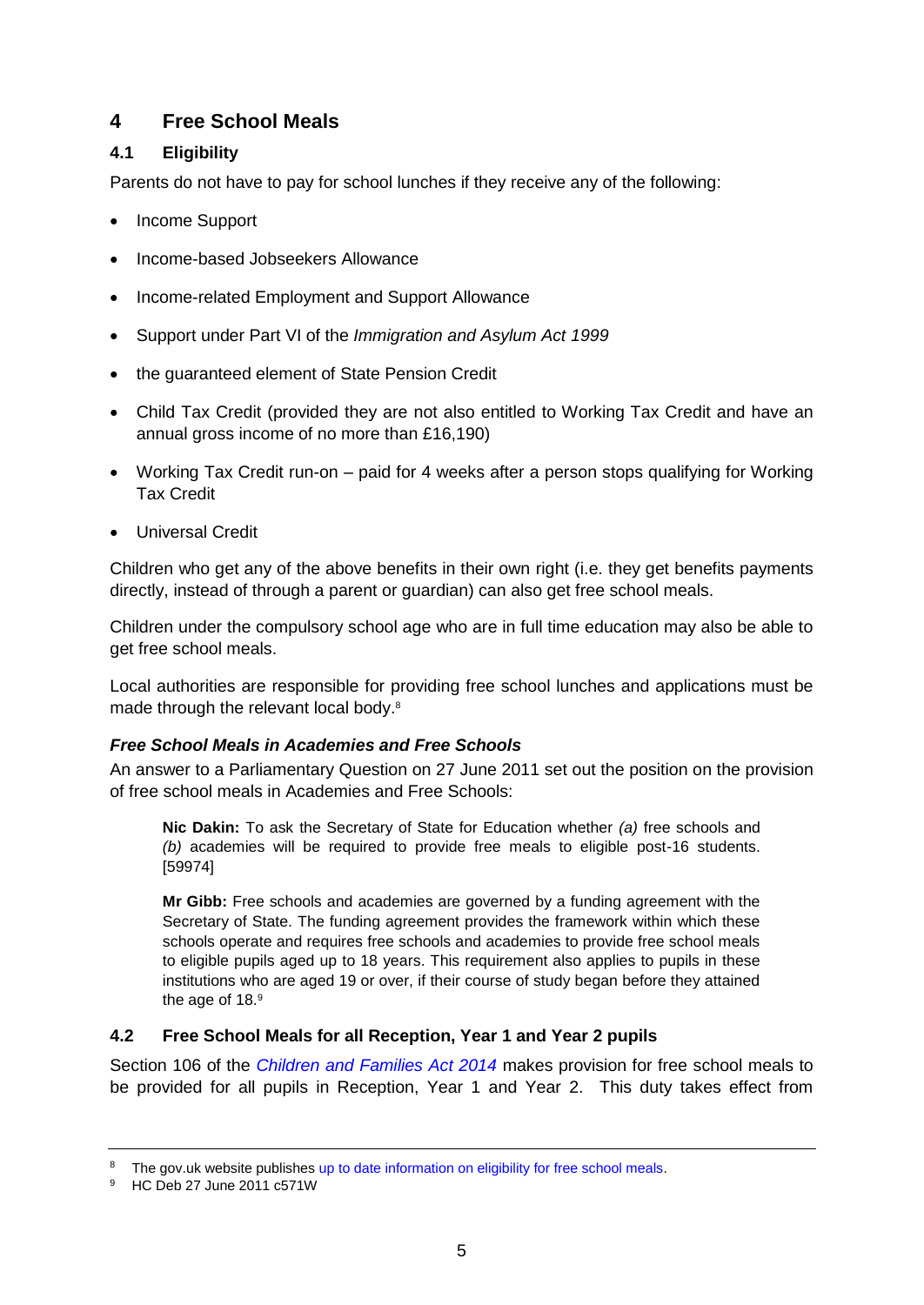## 4 Free School Meals

### 4.1 Eligibility

Parents do not have to pay for school lunches if they receive any of the following:

- Income Support
- Income-based Jobseekers Allowance
- Income-related Employment and Support Allowance
- Support under Part VI of the *Immigration and Asylum Act 1999*
- the guaranteed element of State Pension Credit
- Child Tax Credit (provided they are not also entitled to Working Tax Credit and have an annual gross income of no more than £16,190)
- Working Tax Credit run-on – paid for 4 weeks after a person stops qualifying for Working Tax Credit
- Universal Credit

Children who get any of the above benefits in their own right (i.e. they get benefits payments directly, instead of through a parent or guardian) can also get free school meals.

Children under the compulsory school age who are in full time education may also be able to get free school meals.

Local authorities are responsible for providing free school lunches and applications must be made through the relevant local body.[8]

#### *Free School Meals in Academies and Free Schools*

An answer to a Parliamentary Question on 27 June 2011 set out the position on the provision of free school meals in Academies and Free Schools:

> **Nic Dakin:** To ask the Secretary of State for Education whether *(a)* free schools and *(b)* academies will be required to provide free meals to eligible post-16 students. [59974]
>
> **Mr Gibb:** Free schools and academies are governed by a funding agreement with the Secretary of State. The funding agreement provides the framework within which these schools operate and requires free schools and academies to provide free school meals to eligible pupils aged up to 18 years. This requirement also applies to pupils in these institutions who are aged 19 or over, if their course of study began before they attained the age of 18.[9]

### 4.2 Free School Meals for all Reception, Year 1 and Year 2 pupils

Section 106 of the *Children and Families Act 2014* makes provision for free school meals to be provided for all pupils in Reception, Year 1 and Year 2. This duty takes effect from

---

[8] The gov.uk website publishes up to date information on eligibility for free school meals.

[9] HC Deb 27 June 2011 c571W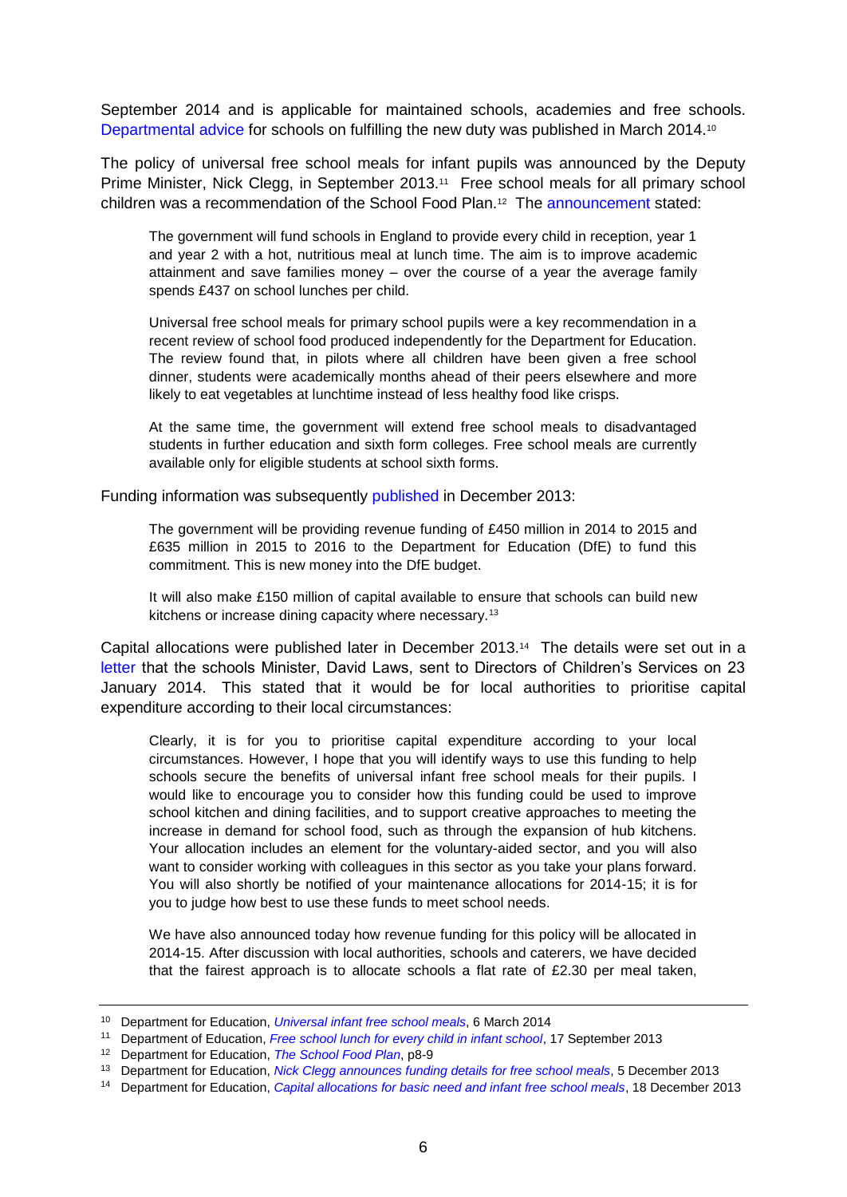September 2014 and is applicable for maintained schools, academies and free schools. Departmental advice for schools on fulfilling the new duty was published in March 2014.[10]

The policy of universal free school meals for infant pupils was announced by the Deputy Prime Minister, Nick Clegg, in September 2013.[11] Free school meals for all primary school children was a recommendation of the School Food Plan.[12] The announcement stated:

> The government will fund schools in England to provide every child in reception, year 1 and year 2 with a hot, nutritious meal at lunch time. The aim is to improve academic attainment and save families money – over the course of a year the average family spends £437 on school lunches per child.
>
> Universal free school meals for primary school pupils were a key recommendation in a recent review of school food produced independently for the Department for Education. The review found that, in pilots where all children have been given a free school dinner, students were academically months ahead of their peers elsewhere and more likely to eat vegetables at lunchtime instead of less healthy food like crisps.
>
> At the same time, the government will extend free school meals to disadvantaged students in further education and sixth form colleges. Free school meals are currently available only for eligible students at school sixth forms.

Funding information was subsequently published in December 2013:

> The government will be providing revenue funding of £450 million in 2014 to 2015 and £635 million in 2015 to 2016 to the Department for Education (DfE) to fund this commitment. This is new money into the DfE budget.
>
> It will also make £150 million of capital available to ensure that schools can build new kitchens or increase dining capacity where necessary.[13]

Capital allocations were published later in December 2013.[14] The details were set out in a letter that the schools Minister, David Laws, sent to Directors of Children's Services on 23 January 2014. This stated that it would be for local authorities to prioritise capital expenditure according to their local circumstances:

> Clearly, it is for you to prioritise capital expenditure according to your local circumstances. However, I hope that you will identify ways to use this funding to help schools secure the benefits of universal infant free school meals for their pupils. I would like to encourage you to consider how this funding could be used to improve school kitchen and dining facilities, and to support creative approaches to meeting the increase in demand for school food, such as through the expansion of hub kitchens. Your allocation includes an element for the voluntary-aided sector, and you will also want to consider working with colleagues in this sector as you take your plans forward. You will also shortly be notified of your maintenance allocations for 2014-15; it is for you to judge how best to use these funds to meet school needs.
>
> We have also announced today how revenue funding for this policy will be allocated in 2014-15. After discussion with local authorities, schools and caterers, we have decided that the fairest approach is to allocate schools a flat rate of £2.30 per meal taken,

---

[10] Department for Education, *Universal infant free school meals*, 6 March 2014

[11] Department of Education, *Free school lunch for every child in infant school*, 17 September 2013

[12] Department for Education, *The School Food Plan*, p8-9

[13] Department for Education, *Nick Clegg announces funding details for free school meals*, 5 December 2013

[14] Department for Education, *Capital allocations for basic need and infant free school meals*, 18 December 2013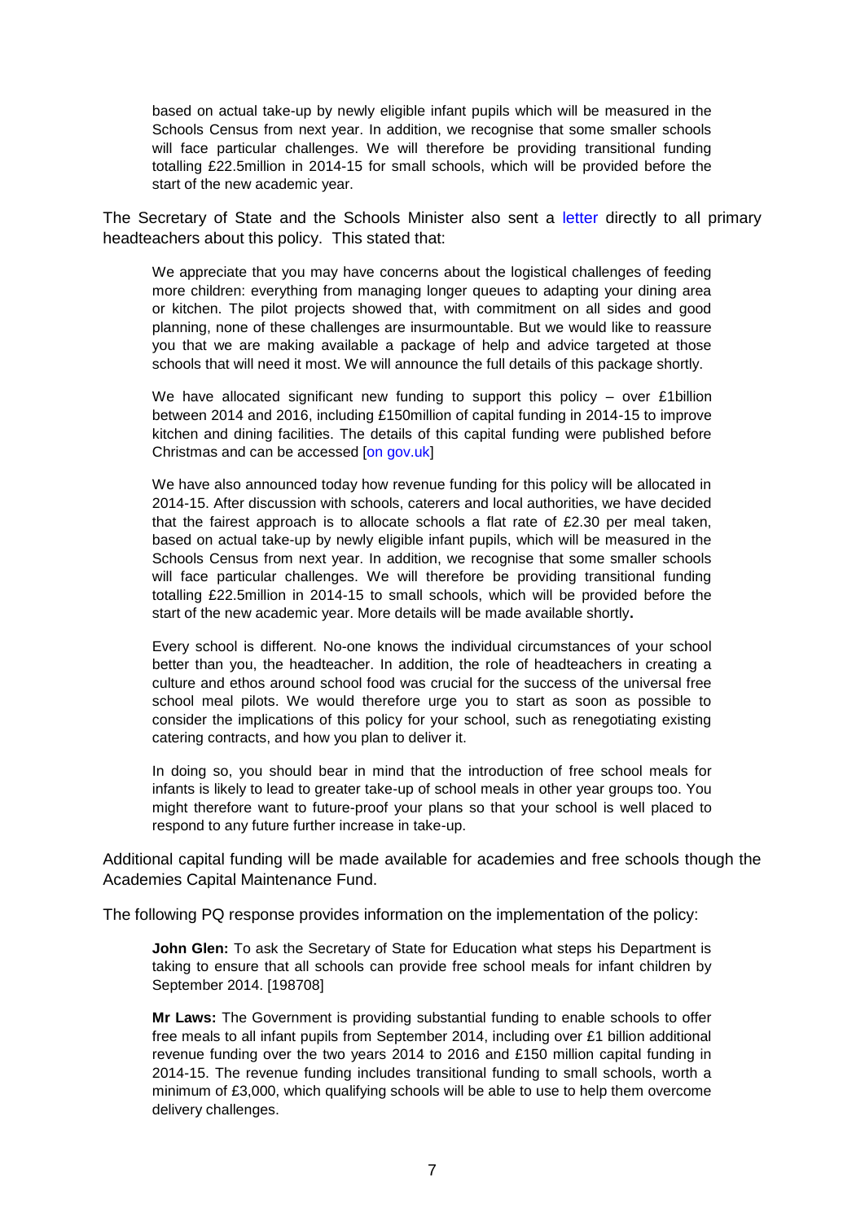> based on actual take-up by newly eligible infant pupils which will be measured in the Schools Census from next year. In addition, we recognise that some smaller schools will face particular challenges. We will therefore be providing transitional funding totalling £22.5million in 2014-15 for small schools, which will be provided before the start of the new academic year.

The Secretary of State and the Schools Minister also sent a letter directly to all primary headteachers about this policy. This stated that:

> We appreciate that you may have concerns about the logistical challenges of feeding more children: everything from managing longer queues to adapting your dining area or kitchen. The pilot projects showed that, with commitment on all sides and good planning, none of these challenges are insurmountable. But we would like to reassure you that we are making available a package of help and advice targeted at those schools that will need it most. We will announce the full details of this package shortly.
>
> We have allocated significant new funding to support this policy – over £1billion between 2014 and 2016, including £150million of capital funding in 2014-15 to improve kitchen and dining facilities. The details of this capital funding were published before Christmas and can be accessed [on gov.uk]
>
> We have also announced today how revenue funding for this policy will be allocated in 2014-15. After discussion with schools, caterers and local authorities, we have decided that the fairest approach is to allocate schools a flat rate of £2.30 per meal taken, based on actual take-up by newly eligible infant pupils, which will be measured in the Schools Census from next year. In addition, we recognise that some smaller schools will face particular challenges. We will therefore be providing transitional funding totalling £22.5million in 2014-15 to small schools, which will be provided before the start of the new academic year. More details will be made available shortly**.**
>
> Every school is different. No-one knows the individual circumstances of your school better than you, the headteacher. In addition, the role of headteachers in creating a culture and ethos around school food was crucial for the success of the universal free school meal pilots. We would therefore urge you to start as soon as possible to consider the implications of this policy for your school, such as renegotiating existing catering contracts, and how you plan to deliver it.
>
> In doing so, you should bear in mind that the introduction of free school meals for infants is likely to lead to greater take-up of school meals in other year groups too. You might therefore want to future-proof your plans so that your school is well placed to respond to any future further increase in take-up.

Additional capital funding will be made available for academies and free schools though the Academies Capital Maintenance Fund.

The following PQ response provides information on the implementation of the policy:

> **John Glen:** To ask the Secretary of State for Education what steps his Department is taking to ensure that all schools can provide free school meals for infant children by September 2014. [198708]
>
> **Mr Laws:** The Government is providing substantial funding to enable schools to offer free meals to all infant pupils from September 2014, including over £1 billion additional revenue funding over the two years 2014 to 2016 and £150 million capital funding in 2014-15. The revenue funding includes transitional funding to small schools, worth a minimum of £3,000, which qualifying schools will be able to use to help them overcome delivery challenges.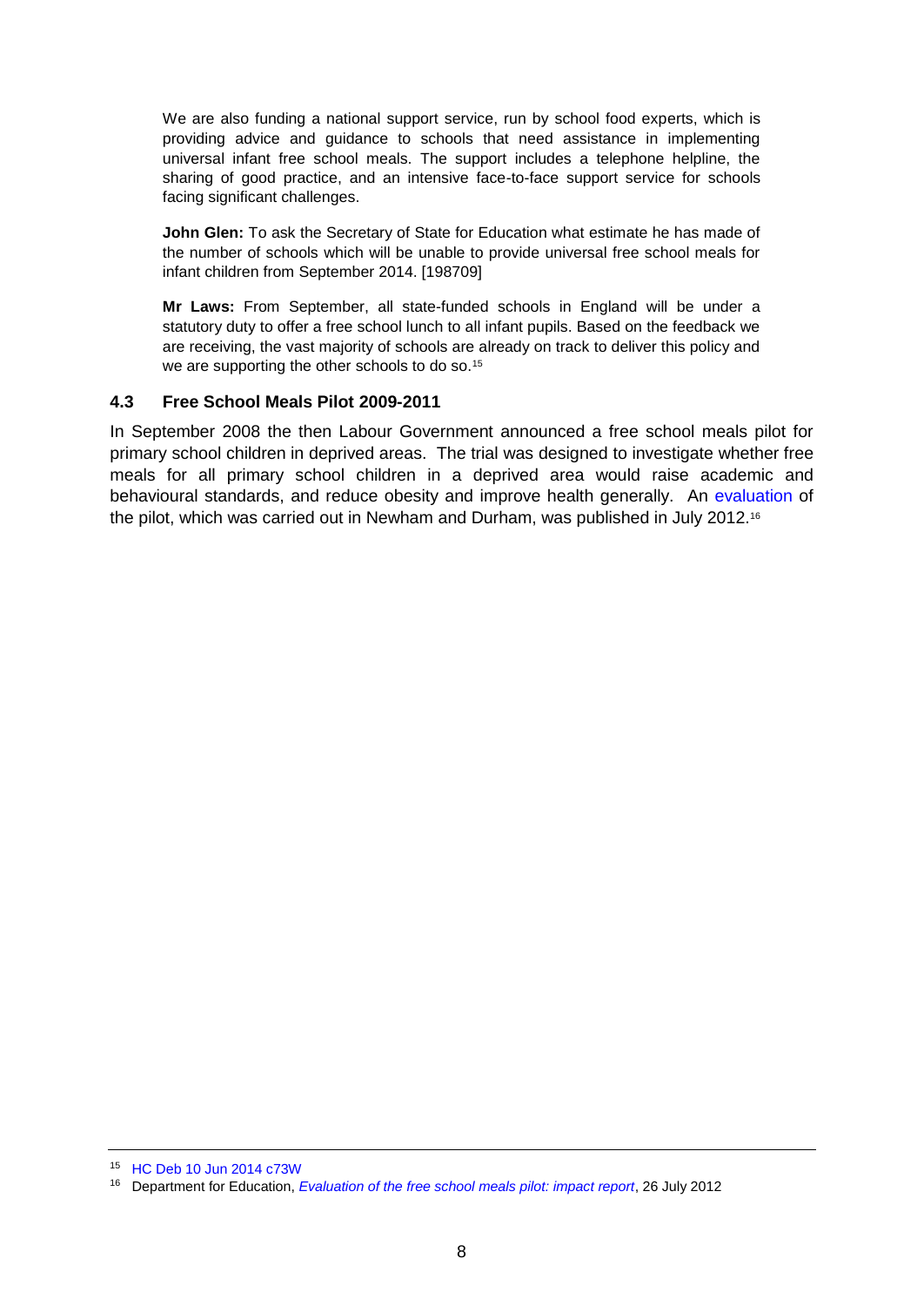We are also funding a national support service, run by school food experts, which is providing advice and guidance to schools that need assistance in implementing universal infant free school meals. The support includes a telephone helpline, the sharing of good practice, and an intensive face-to-face support service for schools facing significant challenges.

**John Glen:** To ask the Secretary of State for Education what estimate he has made of the number of schools which will be unable to provide universal free school meals for infant children from September 2014. [198709]

**Mr Laws:** From September, all state-funded schools in England will be under a statutory duty to offer a free school lunch to all infant pupils. Based on the feedback we are receiving, the vast majority of schools are already on track to deliver this policy and we are supporting the other schools to do so.[15]

### 4.3 Free School Meals Pilot 2009-2011

In September 2008 the then Labour Government announced a free school meals pilot for primary school children in deprived areas. The trial was designed to investigate whether free meals for all primary school children in a deprived area would raise academic and behavioural standards, and reduce obesity and improve health generally. An evaluation of the pilot, which was carried out in Newham and Durham, was published in July 2012.[16]

---

[15] HC Deb 10 Jun 2014 c73W

[16] Department for Education, *Evaluation of the free school meals pilot: impact report*, 26 July 2012